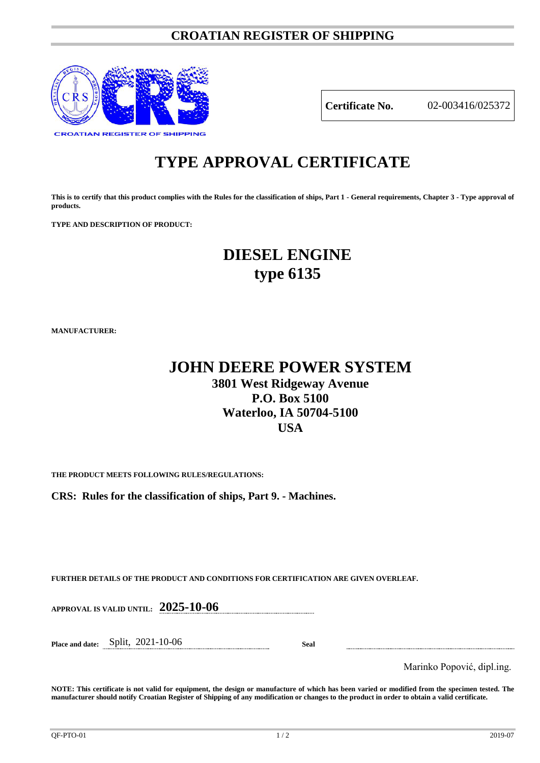# CROATIAN REGISTER OF SHIPPING

CROATIAN REGISTER OF SHIPPING

| **Certificate No.** | 02-003416/025372 |
|---|---|

# TYPE APPROVAL CERTIFICATE

**This is to certify that this product complies with the Rules for the classification of ships, Part 1 - General requirements, Chapter 3 - Type approval of products.**

**TYPE AND DESCRIPTION OF PRODUCT:**

## DIESEL ENGINE
## type 6135

**MANUFACTURER:**

## JOHN DEERE POWER SYSTEM

### 3801 West Ridgeway Avenue
### P.O. Box 5100
### Waterloo, IA 50704-5100
### USA

**THE PRODUCT MEETS FOLLOWING RULES/REGULATIONS:**

**CRS: Rules for the classification of ships, Part 9. - Machines.**

**FURTHER DETAILS OF THE PRODUCT AND CONDITIONS FOR CERTIFICATION ARE GIVEN OVERLEAF.**

**APPROVAL IS VALID UNTIL:** **2025-10-06**

**Place and date:** Split, 2021-10-06

**Seal**

Marinko Popović, dipl.ing.

**NOTE: This certificate is not valid for equipment, the design or manufacture of which has been varied or modified from the specimen tested. The manufacturer should notify Croatian Register of Shipping of any modification or changes to the product in order to obtain a valid certificate.**

QF-PTO-01 2019-07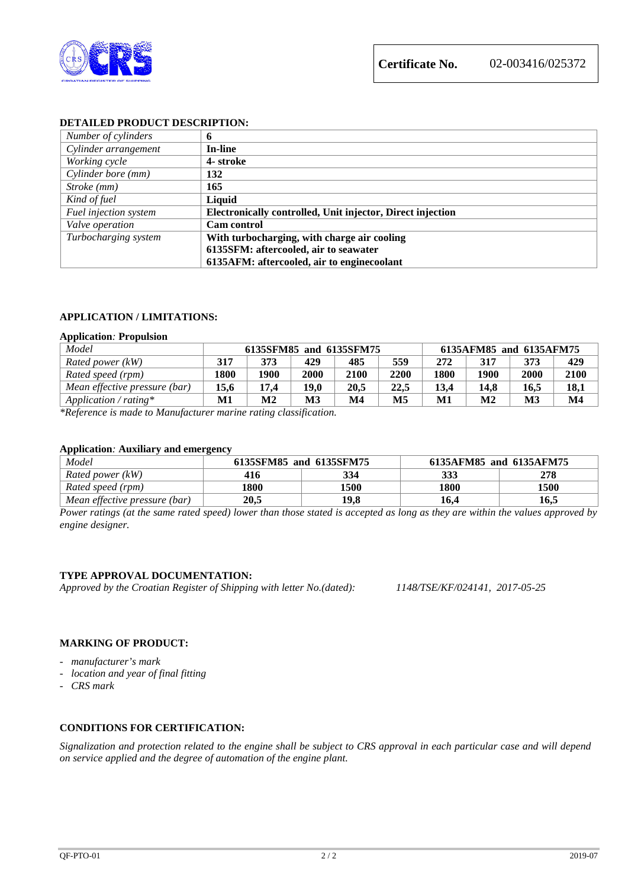**Certificate No.** 02-003416/025372

## DETAILED PRODUCT DESCRIPTION:

| | |
|---|---|
| *Number of cylinders* | **6** |
| *Cylinder arrangement* | **In-line** |
| *Working cycle* | **4- stroke** |
| *Cylinder bore (mm)* | **132** |
| *Stroke (mm)* | **165** |
| *Kind of fuel* | **Liquid** |
| *Fuel injection system* | **Electronically controlled, Unit injector, Direct injection** |
| *Valve operation* | **Cam control** |
| *Turbocharging system* | **With turbocharging, with charge air cooling**<br>**6135SFM: aftercooled, air to seawater**<br>**6135AFM: aftercooled, air to enginecoolant** |

## APPLICATION / LIMITATIONS:

**Application***:* **Propulsion**

| *Model* | 6135SFM85 and 6135SFM75 | | | | | 6135AFM85 and 6135AFM75 | | | |
|---|---|---|---|---|---|---|---|---|---|
| *Rated power (kW)* | **317** | **373** | **429** | **485** | **559** | **272** | **317** | **373** | **429** |
| *Rated speed (rpm)* | **1800** | **1900** | **2000** | **2100** | **2200** | **1800** | **1900** | **2000** | **2100** |
| *Mean effective pressure (bar)* | **15,6** | **17,4** | **19,0** | **20,5** | **22,5** | **13,4** | **14,8** | **16,5** | **18,1** |
| *Application / rating** | **M1** | **M2** | **M3** | **M4** | **M5** | **M1** | **M2** | **M3** | **M4** |

**Reference is made to Manufacturer marine rating classification.*

**Application***:* **Auxiliary and emergency**

| *Model* | 6135SFM85 and 6135SFM75 | | 6135AFM85 and 6135AFM75 | |
|---|---|---|---|---|
| *Rated power (kW)* | **416** | **334** | **333** | **278** |
| *Rated speed (rpm)* | **1800** | **1500** | **1800** | **1500** |
| *Mean effective pressure (bar)* | **20,5** | **19,8** | **16,4** | **16,5** |

*Power ratings (at the same rated speed) lower than those stated is accepted as long as they are within the values approved by engine designer.*

## TYPE APPROVAL DOCUMENTATION:

*Approved by the Croatian Register of Shipping with letter No.(dated):* *1148/TSE/KF/024141, 2017-05-25*

## MARKING OF PRODUCT:

- *manufacturer's mark*
- *location and year of final fitting*
- *CRS mark*

## CONDITIONS FOR CERTIFICATION:

*Signalization and protection related to the engine shall be subject to CRS approval in each particular case and will depend on service applied and the degree of automation of the engine plant.*